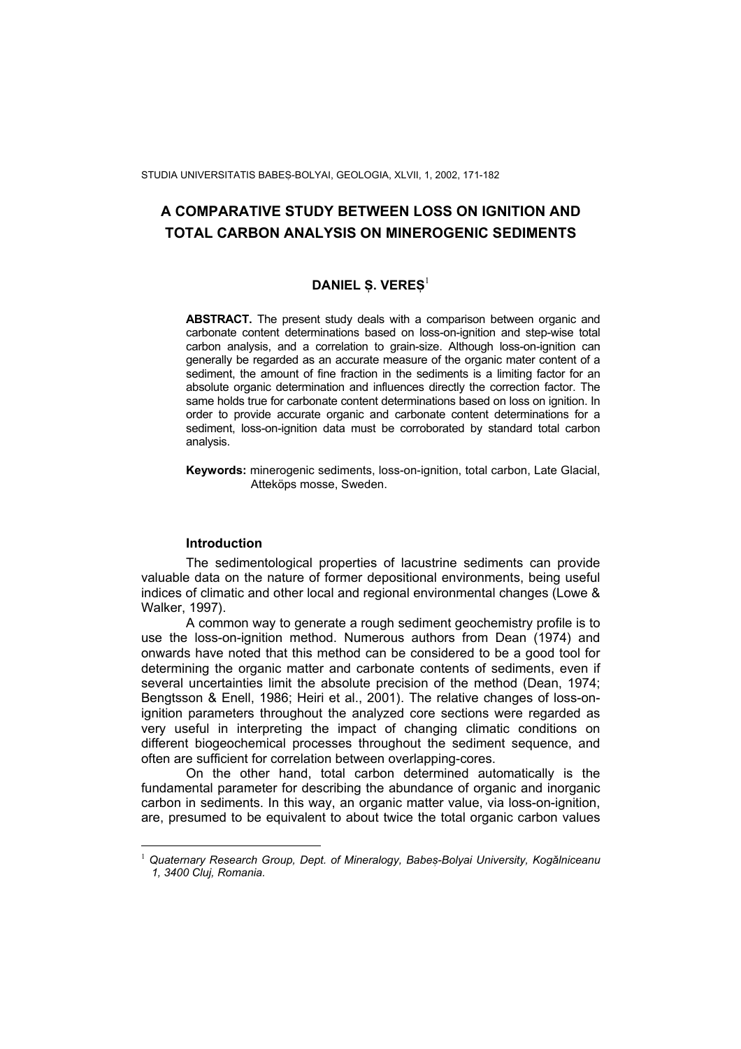# A COMPARATIVE STUDY BETWEEN LOSS ON IGNITION AND TOTAL CARBON ANALYSIS ON MINEROGENIC SEDIMENTS

**DANIEL Ș. VEREȘ**[1]

**ABSTRACT.** The present study deals with a comparison between organic and carbonate content determinations based on loss-on-ignition and step-wise total carbon analysis, and a correlation to grain-size. Although loss-on-ignition can generally be regarded as an accurate measure of the organic mater content of a sediment, the amount of fine fraction in the sediments is a limiting factor for an absolute organic determination and influences directly the correction factor. The same holds true for carbonate content determinations based on loss on ignition. In order to provide accurate organic and carbonate content determinations for a sediment, loss-on-ignition data must be corroborated by standard total carbon analysis.

**Keywords:** minerogenic sediments, loss-on-ignition, total carbon, Late Glacial, Atteköps mosse, Sweden.

## Introduction

The sedimentological properties of lacustrine sediments can provide valuable data on the nature of former depositional environments, being useful indices of climatic and other local and regional environmental changes (Lowe & Walker, 1997).

A common way to generate a rough sediment geochemistry profile is to use the loss-on-ignition method. Numerous authors from Dean (1974) and onwards have noted that this method can be considered to be a good tool for determining the organic matter and carbonate contents of sediments, even if several uncertainties limit the absolute precision of the method (Dean, 1974; Bengtsson & Enell, 1986; Heiri et al., 2001). The relative changes of loss-on-ignition parameters throughout the analyzed core sections were regarded as very useful in interpreting the impact of changing climatic conditions on different biogeochemical processes throughout the sediment sequence, and often are sufficient for correlation between overlapping-cores.

On the other hand, total carbon determined automatically is the fundamental parameter for describing the abundance of organic and inorganic carbon in sediments. In this way, an organic matter value, via loss-on-ignition, are, presumed to be equivalent to about twice the total organic carbon values

---

[1] *Quaternary Research Group, Dept. of Mineralogy, Babeș-Bolyai University, Kogălniceanu 1, 3400 Cluj, Romania.*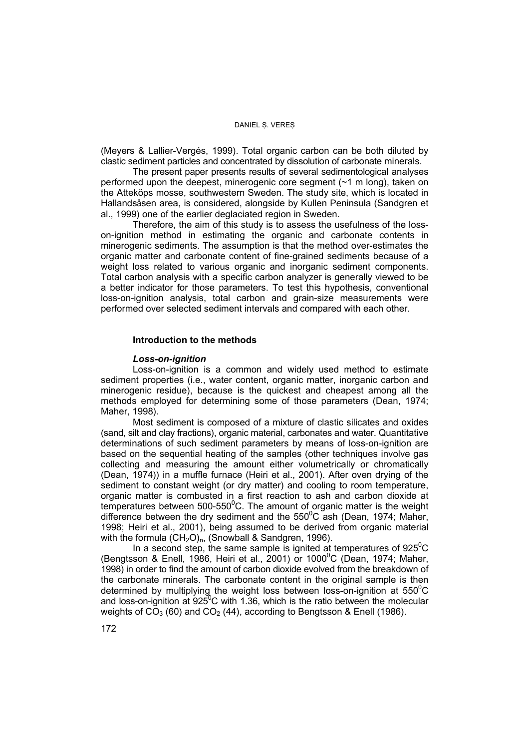(Meyers & Lallier-Vergés, 1999). Total organic carbon can be both diluted by clastic sediment particles and concentrated by dissolution of carbonate minerals.

The present paper presents results of several sedimentological analyses performed upon the deepest, minerogenic core segment (~1 m long), taken on the Atteköps mosse, southwestern Sweden. The study site, which is located in Hallandsåsen area, is considered, alongside by Kullen Peninsula (Sandgren et al., 1999) one of the earlier deglaciated region in Sweden.

Therefore, the aim of this study is to assess the usefulness of the loss-on-ignition method in estimating the organic and carbonate contents in minerogenic sediments. The assumption is that the method over-estimates the organic matter and carbonate content of fine-grained sediments because of a weight loss related to various organic and inorganic sediment components. Total carbon analysis with a specific carbon analyzer is generally viewed to be a better indicator for those parameters. To test this hypothesis, conventional loss-on-ignition analysis, total carbon and grain-size measurements were performed over selected sediment intervals and compared with each other.

## Introduction to the methods

### *Loss-on-ignition*

Loss-on-ignition is a common and widely used method to estimate sediment properties (i.e., water content, organic matter, inorganic carbon and minerogenic residue), because is the quickest and cheapest among all the methods employed for determining some of those parameters (Dean, 1974; Maher, 1998).

Most sediment is composed of a mixture of clastic silicates and oxides (sand, silt and clay fractions), organic material, carbonates and water. Quantitative determinations of such sediment parameters by means of loss-on-ignition are based on the sequential heating of the samples (other techniques involve gas collecting and measuring the amount either volumetrically or chromatically (Dean, 1974)) in a muffle furnace (Heiri et al., 2001). After oven drying of the sediment to constant weight (or dry matter) and cooling to room temperature, organic matter is combusted in a first reaction to ash and carbon dioxide at temperatures between 500-550$^0$C. The amount of organic matter is the weight difference between the dry sediment and the 550$^0$C ash (Dean, 1974; Maher, 1998; Heiri et al., 2001), being assumed to be derived from organic material with the formula $(CH_2O)_n$, (Snowball & Sandgren, 1996).

In a second step, the same sample is ignited at temperatures of 925$^0$C (Bengtsson & Enell, 1986, Heiri et al., 2001) or 1000$^0$C (Dean, 1974; Maher, 1998) in order to find the amount of carbon dioxide evolved from the breakdown of the carbonate minerals. The carbonate content in the original sample is then determined by multiplying the weight loss between loss-on-ignition at 550$^0$C and loss-on-ignition at 925$^0$C with 1.36, which is the ratio between the molecular weights of $CO_3$ (60) and $CO_2$ (44), according to Bengtsson & Enell (1986).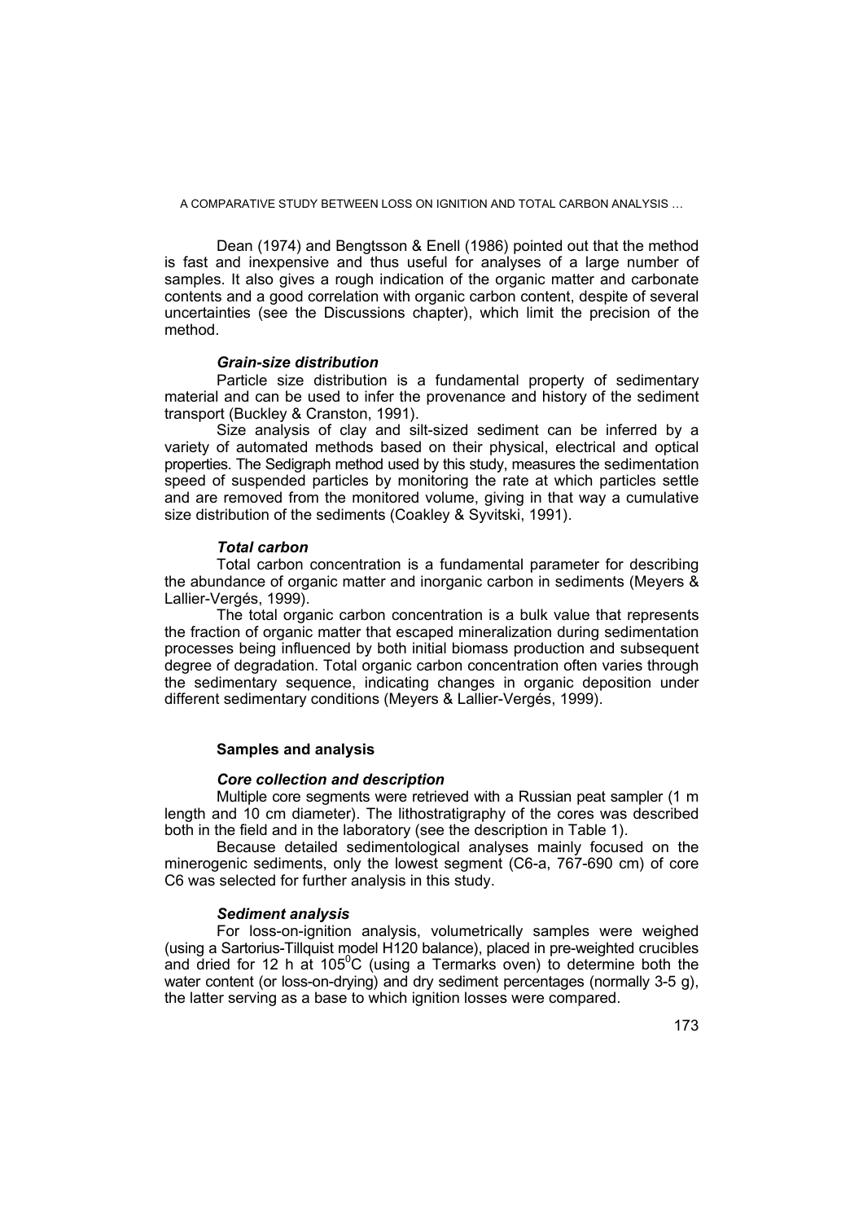Dean (1974) and Bengtsson & Enell (1986) pointed out that the method is fast and inexpensive and thus useful for analyses of a large number of samples. It also gives a rough indication of the organic matter and carbonate contents and a good correlation with organic carbon content, despite of several uncertainties (see the Discussions chapter), which limit the precision of the method.

### *Grain-size distribution*

Particle size distribution is a fundamental property of sedimentary material and can be used to infer the provenance and history of the sediment transport (Buckley & Cranston, 1991).

Size analysis of clay and silt-sized sediment can be inferred by a variety of automated methods based on their physical, electrical and optical properties. The Sedigraph method used by this study, measures the sedimentation speed of suspended particles by monitoring the rate at which particles settle and are removed from the monitored volume, giving in that way a cumulative size distribution of the sediments (Coakley & Syvitski, 1991).

### *Total carbon*

Total carbon concentration is a fundamental parameter for describing the abundance of organic matter and inorganic carbon in sediments (Meyers & Lallier-Vergés, 1999).

The total organic carbon concentration is a bulk value that represents the fraction of organic matter that escaped mineralization during sedimentation processes being influenced by both initial biomass production and subsequent degree of degradation. Total organic carbon concentration often varies through the sedimentary sequence, indicating changes in organic deposition under different sedimentary conditions (Meyers & Lallier-Vergés, 1999).

## **Samples and analysis**

### *Core collection and description*

Multiple core segments were retrieved with a Russian peat sampler (1 m length and 10 cm diameter). The lithostratigraphy of the cores was described both in the field and in the laboratory (see the description in Table 1).

Because detailed sedimentological analyses mainly focused on the minerogenic sediments, only the lowest segment (C6-a, 767-690 cm) of core C6 was selected for further analysis in this study.

### *Sediment analysis*

For loss-on-ignition analysis, volumetrically samples were weighed (using a Sartorius-Tillquist model H120 balance), placed in pre-weighted crucibles and dried for 12 h at 105$^0$C (using a Termarks oven) to determine both the water content (or loss-on-drying) and dry sediment percentages (normally 3-5 g), the latter serving as a base to which ignition losses were compared.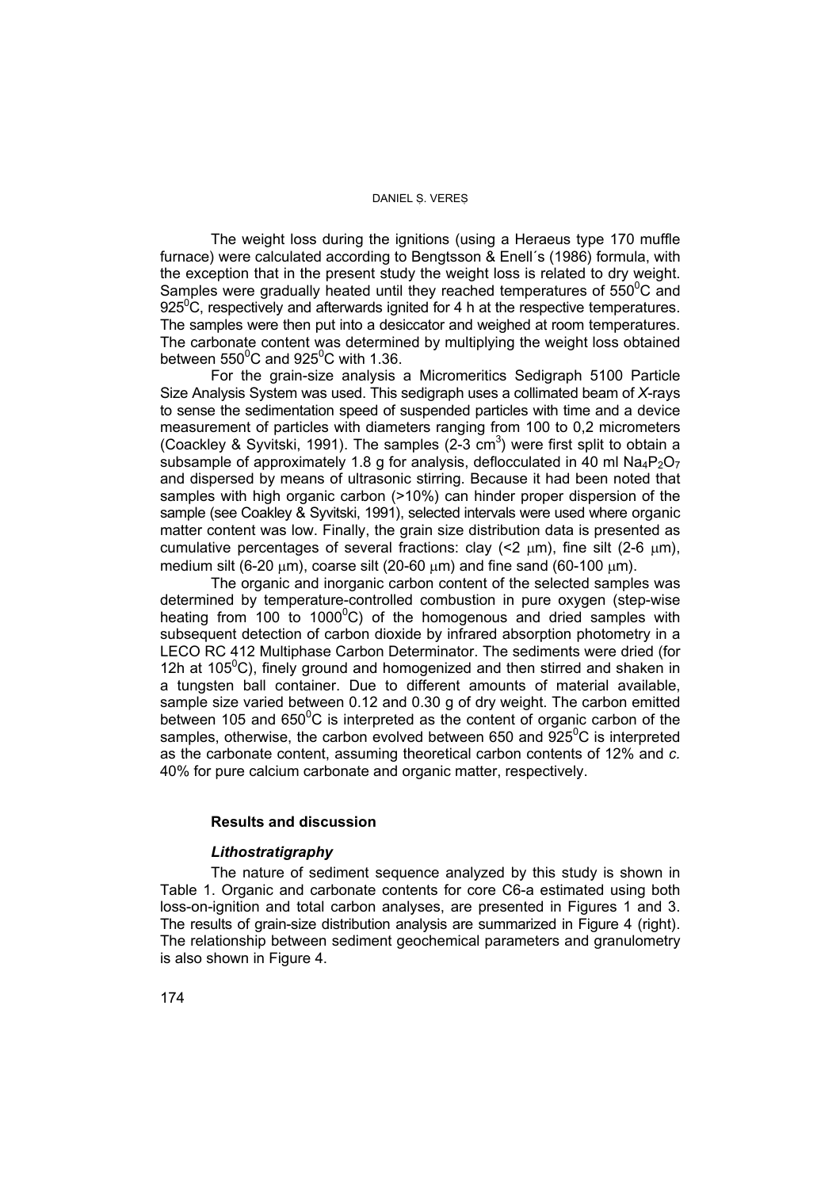The weight loss during the ignitions (using a Heraeus type 170 muffle furnace) were calculated according to Bengtsson & Enell´s (1986) formula, with the exception that in the present study the weight loss is related to dry weight. Samples were gradually heated until they reached temperatures of $550^0$C and $925^0$C, respectively and afterwards ignited for 4 h at the respective temperatures. The samples were then put into a desiccator and weighed at room temperatures. The carbonate content was determined by multiplying the weight loss obtained between $550^0$C and $925^0$C with 1.36.

For the grain-size analysis a Micromeritics Sedigraph 5100 Particle Size Analysis System was used. This sedigraph uses a collimated beam of *X*-rays to sense the sedimentation speed of suspended particles with time and a device measurement of particles with diameters ranging from 100 to 0,2 micrometers (Coackley & Syvitski, 1991). The samples (2-3 $cm^3$) were first split to obtain a subsample of approximately 1.8 g for analysis, deflocculated in 40 ml $Na_4P_2O_7$ and dispersed by means of ultrasonic stirring. Because it had been noted that samples with high organic carbon (>10%) can hinder proper dispersion of the sample (see Coakley & Syvitski, 1991), selected intervals were used where organic matter content was low. Finally, the grain size distribution data is presented as cumulative percentages of several fractions: clay (<2 μm), fine silt (2-6 μm), medium silt (6-20 μm), coarse silt (20-60 μm) and fine sand (60-100 μm).

The organic and inorganic carbon content of the selected samples was determined by temperature-controlled combustion in pure oxygen (step-wise heating from 100 to $1000^0$C) of the homogenous and dried samples with subsequent detection of carbon dioxide by infrared absorption photometry in a LECO RC 412 Multiphase Carbon Determinator. The sediments were dried (for 12h at $105^0$C), finely ground and homogenized and then stirred and shaken in a tungsten ball container. Due to different amounts of material available, sample size varied between 0.12 and 0.30 g of dry weight. The carbon emitted between 105 and $650^0$C is interpreted as the content of organic carbon of the samples, otherwise, the carbon evolved between 650 and $925^0$C is interpreted as the carbonate content, assuming theoretical carbon contents of 12% and *c.* 40% for pure calcium carbonate and organic matter, respectively.

## Results and discussion

### *Lithostratigraphy*

The nature of sediment sequence analyzed by this study is shown in Table 1. Organic and carbonate contents for core C6-a estimated using both loss-on-ignition and total carbon analyses, are presented in Figures 1 and 3. The results of grain-size distribution analysis are summarized in Figure 4 (right). The relationship between sediment geochemical parameters and granulometry is also shown in Figure 4.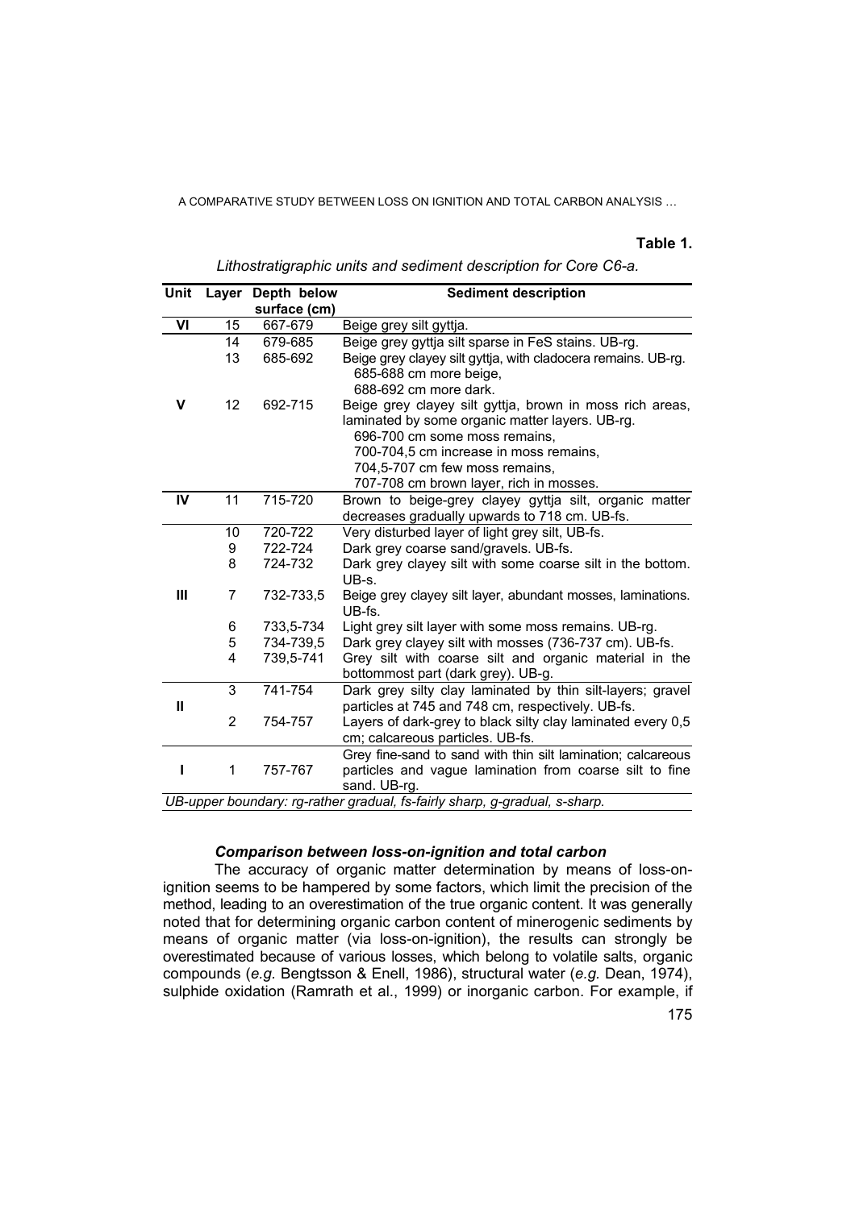**Table 1.**

*Lithostratigraphic units and sediment description for Core C6-a.*

| Unit | Layer | Depth below surface (cm) | Sediment description |
|---|---|---|---|
| **VI** | 15 | 667-679 | Beige grey silt gyttja. |
| **V** | 14 | 679-685 | Beige grey gyttja silt sparse in FeS stains. UB-rg. |
| | 13 | 685-692 | Beige grey clayey silt gyttja, with cladocera remains. UB-rg. 685-688 cm more beige, 688-692 cm more dark. |
| | 12 | 692-715 | Beige grey clayey silt gyttja, brown in moss rich areas, laminated by some organic matter layers. UB-rg. 696-700 cm some moss remains, 700-704,5 cm increase in moss remains, 704,5-707 cm few moss remains, 707-708 cm brown layer, rich in mosses. |
| **IV** | 11 | 715-720 | Brown to beige-grey clayey gyttja silt, organic matter decreases gradually upwards to 718 cm. UB-fs. |
| **III** | 10 | 720-722 | Very disturbed layer of light grey silt, UB-fs. |
| | 9 | 722-724 | Dark grey coarse sand/gravels. UB-fs. |
| | 8 | 724-732 | Dark grey clayey silt with some coarse silt in the bottom. UB-s. |
| | 7 | 732-733,5 | Beige grey clayey silt layer, abundant mosses, laminations. UB-fs. |
| | 6 | 733,5-734 | Light grey silt layer with some moss remains. UB-rg. |
| | 5 | 734-739,5 | Dark grey clayey silt with mosses (736-737 cm). UB-fs. |
| | 4 | 739,5-741 | Grey silt with coarse silt and organic material in the bottommost part (dark grey). UB-g. |
| **II** | 3 | 741-754 | Dark grey silty clay laminated by thin silt-layers; gravel particles at 745 and 748 cm, respectively. UB-fs. |
| | 2 | 754-757 | Layers of dark-grey to black silty clay laminated every 0,5 cm; calcareous particles. UB-fs. |
| **I** | 1 | 757-767 | Grey fine-sand to sand with thin silt lamination; calcareous particles and vague lamination from coarse silt to fine sand. UB-rg. |

*UB-upper boundary: rg-rather gradual, fs-fairly sharp, g-gradual, s-sharp.*

### *Comparison between loss-on-ignition and total carbon*

The accuracy of organic matter determination by means of loss-on-ignition seems to be hampered by some factors, which limit the precision of the method, leading to an overestimation of the true organic content. It was generally noted that for determining organic carbon content of minerogenic sediments by means of organic matter (via loss-on-ignition), the results can strongly be overestimated because of various losses, which belong to volatile salts, organic compounds (*e.g.* Bengtsson & Enell, 1986), structural water (*e.g.* Dean, 1974), sulphide oxidation (Ramrath et al., 1999) or inorganic carbon. For example, if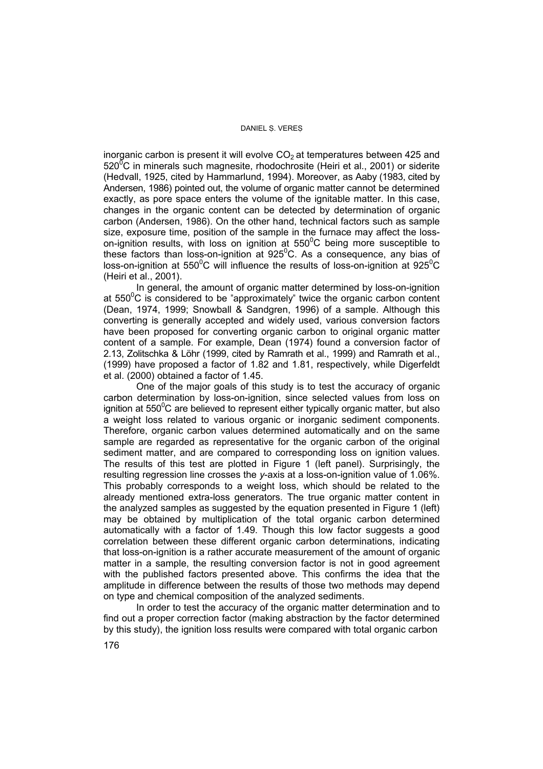inorganic carbon is present it will evolve $CO_2$ at temperatures between 425 and $520^0$C in minerals such magnesite, rhodochrosite (Heiri et al., 2001) or siderite (Hedvall, 1925, cited by Hammarlund, 1994). Moreover, as Aaby (1983, cited by Andersen, 1986) pointed out, the volume of organic matter cannot be determined exactly, as pore space enters the volume of the ignitable matter. In this case, changes in the organic content can be detected by determination of organic carbon (Andersen, 1986). On the other hand, technical factors such as sample size, exposure time, position of the sample in the furnace may affect the loss-on-ignition results, with loss on ignition at $550^0$C being more susceptible to these factors than loss-on-ignition at $925^0$C. As a consequence, any bias of loss-on-ignition at $550^0$C will influence the results of loss-on-ignition at $925^0$C (Heiri et al., 2001).

In general, the amount of organic matter determined by loss-on-ignition at $550^0$C is considered to be "approximately" twice the organic carbon content (Dean, 1974, 1999; Snowball & Sandgren, 1996) of a sample. Although this converting is generally accepted and widely used, various conversion factors have been proposed for converting organic carbon to original organic matter content of a sample. For example, Dean (1974) found a conversion factor of 2.13, Zolitschka & Löhr (1999, cited by Ramrath et al., 1999) and Ramrath et al., (1999) have proposed a factor of 1.82 and 1.81, respectively, while Digerfeldt et al. (2000) obtained a factor of 1.45.

One of the major goals of this study is to test the accuracy of organic carbon determination by loss-on-ignition, since selected values from loss on ignition at $550^0$C are believed to represent either typically organic matter, but also a weight loss related to various organic or inorganic sediment components. Therefore, organic carbon values determined automatically and on the same sample are regarded as representative for the organic carbon of the original sediment matter, and are compared to corresponding loss on ignition values. The results of this test are plotted in Figure 1 (left panel). Surprisingly, the resulting regression line crosses the *y*-axis at a loss-on-ignition value of 1.06%. This probably corresponds to a weight loss, which should be related to the already mentioned extra-loss generators. The true organic matter content in the analyzed samples as suggested by the equation presented in Figure 1 (left) may be obtained by multiplication of the total organic carbon determined automatically with a factor of 1.49. Though this low factor suggests a good correlation between these different organic carbon determinations, indicating that loss-on-ignition is a rather accurate measurement of the amount of organic matter in a sample, the resulting conversion factor is not in good agreement with the published factors presented above. This confirms the idea that the amplitude in difference between the results of those two methods may depend on type and chemical composition of the analyzed sediments.

In order to test the accuracy of the organic matter determination and to find out a proper correction factor (making abstraction by the factor determined by this study), the ignition loss results were compared with total organic carbon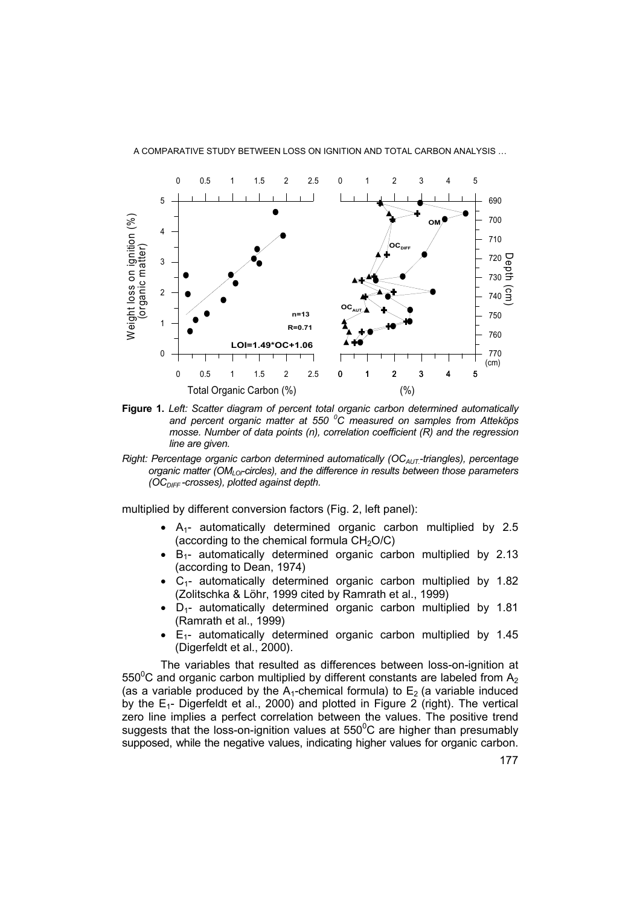**Figure 1.** *Left: Scatter diagram of percent total organic carbon determined automatically and percent organic matter at 550 $^0$C measured on samples from Atteköps mosse. Number of data points (n), correlation coefficient (R) and the regression line are given.*

*Right: Percentage organic carbon determined automatically ($OC_{AUT.}$-triangles), percentage organic matter ($OM_{LOI}$-circles), and the difference in results between those parameters ($OC_{DIFF}$-crosses), plotted against depth.*

multiplied by different conversion factors (Fig. 2, left panel):

- $A_1$- automatically determined organic carbon multiplied by 2.5 (according to the chemical formula $CH_2O/C$)
- $B_1$- automatically determined organic carbon multiplied by 2.13 (according to Dean, 1974)
- $C_1$- automatically determined organic carbon multiplied by 1.82 (Zolitschka & Löhr, 1999 cited by Ramrath et al., 1999)
- $D_1$- automatically determined organic carbon multiplied by 1.81 (Ramrath et al., 1999)
- $E_1$- automatically determined organic carbon multiplied by 1.45 (Digerfeldt et al., 2000).

The variables that resulted as differences between loss-on-ignition at 550$^0$C and organic carbon multiplied by different constants are labeled from $A_2$ (as a variable produced by the $A_1$-chemical formula) to $E_2$ (a variable induced by the $E_1$- Digerfeldt et al., 2000) and plotted in Figure 2 (right). The vertical zero line implies a perfect correlation between the values. The positive trend suggests that the loss-on-ignition values at 550$^0$C are higher than presumably supposed, while the negative values, indicating higher values for organic carbon.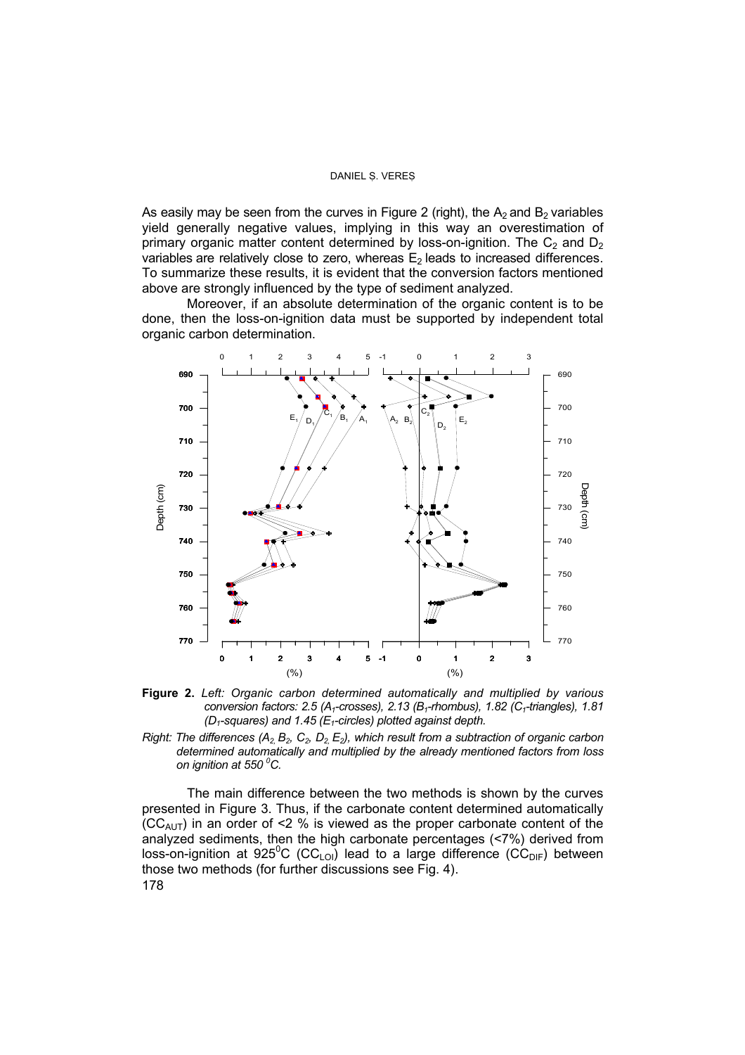As easily may be seen from the curves in Figure 2 (right), the $A_2$ and $B_2$ variables yield generally negative values, implying in this way an overestimation of primary organic matter content determined by loss-on-ignition. The $C_2$ and $D_2$ variables are relatively close to zero, whereas $E_2$ leads to increased differences. To summarize these results, it is evident that the conversion factors mentioned above are strongly influenced by the type of sediment analyzed.

Moreover, if an absolute determination of the organic content is to be done, then the loss-on-ignition data must be supported by independent total organic carbon determination.

**Figure 2.** *Left: Organic carbon determined automatically and multiplied by various conversion factors: 2.5 ($A_1$-crosses), 2.13 ($B_1$-rhombus), 1.82 ($C_1$-triangles), 1.81 ($D_1$-squares) and 1.45 ($E_1$-circles) plotted against depth.*

*Right: The differences ($A_2$, $B_2$, $C_2$, $D_2$, $E_2$), which result from a subtraction of organic carbon determined automatically and multiplied by the already mentioned factors from loss on ignition at 550 $^0$C.*

The main difference between the two methods is shown by the curves presented in Figure 3. Thus, if the carbonate content determined automatically ($CC_{AUT}$) in an order of <2 % is viewed as the proper carbonate content of the analyzed sediments, then the high carbonate percentages (<7%) derived from loss-on-ignition at 925$^0$C ($CC_{LOI}$) lead to a large difference ($CC_{DIF}$) between those two methods (for further discussions see Fig. 4).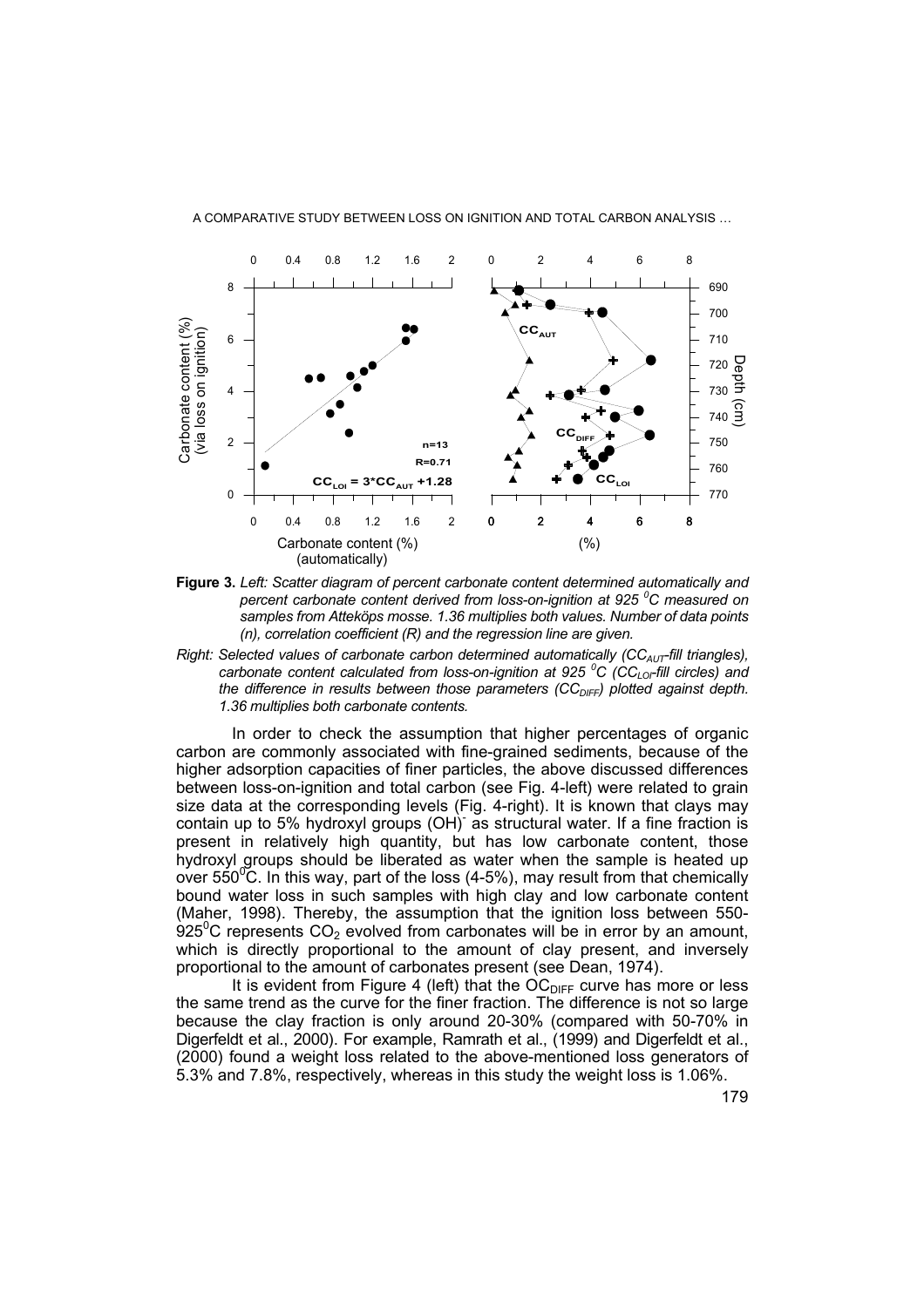**Figure 3.** *Left: Scatter diagram of percent carbonate content determined automatically and percent carbonate content derived from loss-on-ignition at 925 $^0$C measured on samples from Atteköps mosse. 1.36 multiplies both values. Number of data points (n), correlation coefficient (R) and the regression line are given.*

*Right: Selected values of carbonate carbon determined automatically ($CC_{AUT}$-fill triangles), carbonate content calculated from loss-on-ignition at 925 $^0$C ($CC_{LOI}$-fill circles) and the difference in results between those parameters ($CC_{DIFF}$) plotted against depth. 1.36 multiplies both carbonate contents.*

In order to check the assumption that higher percentages of organic carbon are commonly associated with fine-grained sediments, because of the higher adsorption capacities of finer particles, the above discussed differences between loss-on-ignition and total carbon (see Fig. 4-left) were related to grain size data at the corresponding levels (Fig. 4-right). It is known that clays may contain up to 5% hydroxyl groups $(OH)^-$ as structural water. If a fine fraction is present in relatively high quantity, but has low carbonate content, those hydroxyl groups should be liberated as water when the sample is heated up over 550$^0$C. In this way, part of the loss (4-5%), may result from that chemically bound water loss in such samples with high clay and low carbonate content (Maher, 1998). Thereby, the assumption that the ignition loss between 550-925$^0$C represents $CO_2$ evolved from carbonates will be in error by an amount, which is directly proportional to the amount of clay present, and inversely proportional to the amount of carbonates present (see Dean, 1974).

It is evident from Figure 4 (left) that the $OC_{DIFF}$ curve has more or less the same trend as the curve for the finer fraction. The difference is not so large because the clay fraction is only around 20-30% (compared with 50-70% in Digerfeldt et al., 2000). For example, Ramrath et al., (1999) and Digerfeldt et al., (2000) found a weight loss related to the above-mentioned loss generators of 5.3% and 7.8%, respectively, whereas in this study the weight loss is 1.06%.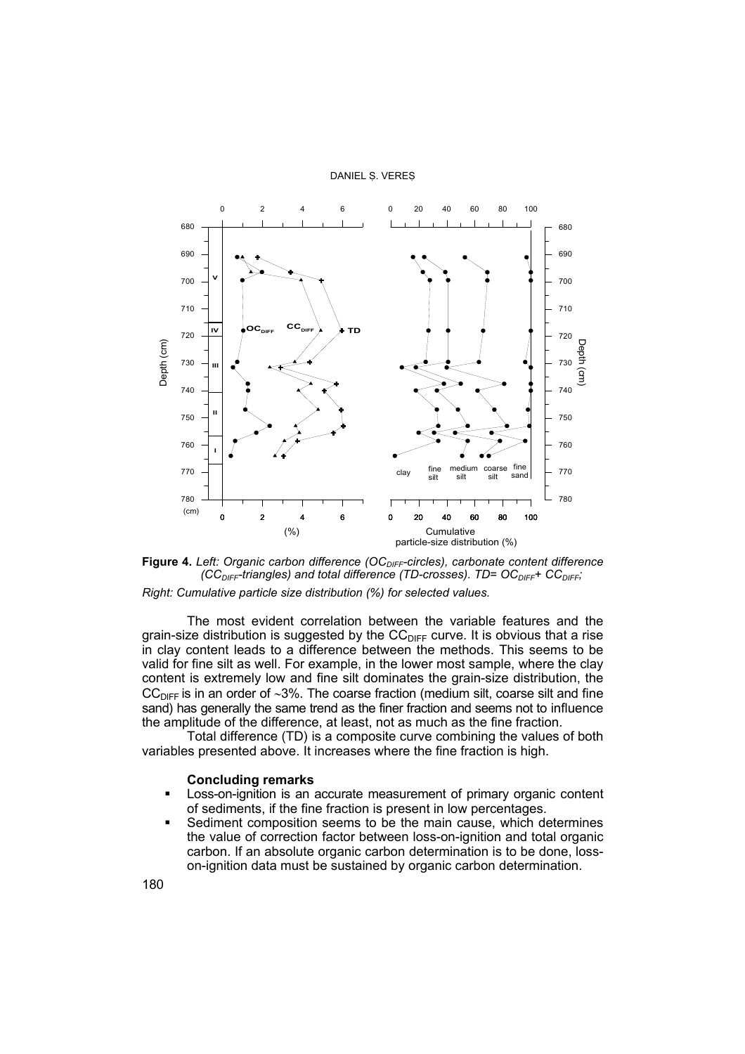**Figure 4.** *Left: Organic carbon difference ($OC_{DIFF}$-circles), carbonate content difference ($CC_{DIFF}$-triangles) and total difference (TD-crosses). TD= $OC_{DIFF}$+ $CC_{DIFF}$;*

*Right: Cumulative particle size distribution (%) for selected values.*

The most evident correlation between the variable features and the grain-size distribution is suggested by the $CC_{DIFF}$ curve. It is obvious that a rise in clay content leads to a difference between the methods. This seems to be valid for fine silt as well. For example, in the lower most sample, where the clay content is extremely low and fine silt dominates the grain-size distribution, the $CC_{DIFF}$ is in an order of ~3%. The coarse fraction (medium silt, coarse silt and fine sand) has generally the same trend as the finer fraction and seems not to influence the amplitude of the difference, at least, not as much as the fine fraction.

Total difference (TD) is a composite curve combining the values of both variables presented above. It increases where the fine fraction is high.

### Concluding remarks

- Loss-on-ignition is an accurate measurement of primary organic content of sediments, if the fine fraction is present in low percentages.
- Sediment composition seems to be the main cause, which determines the value of correction factor between loss-on-ignition and total organic carbon. If an absolute organic carbon determination is to be done, loss-on-ignition data must be sustained by organic carbon determination.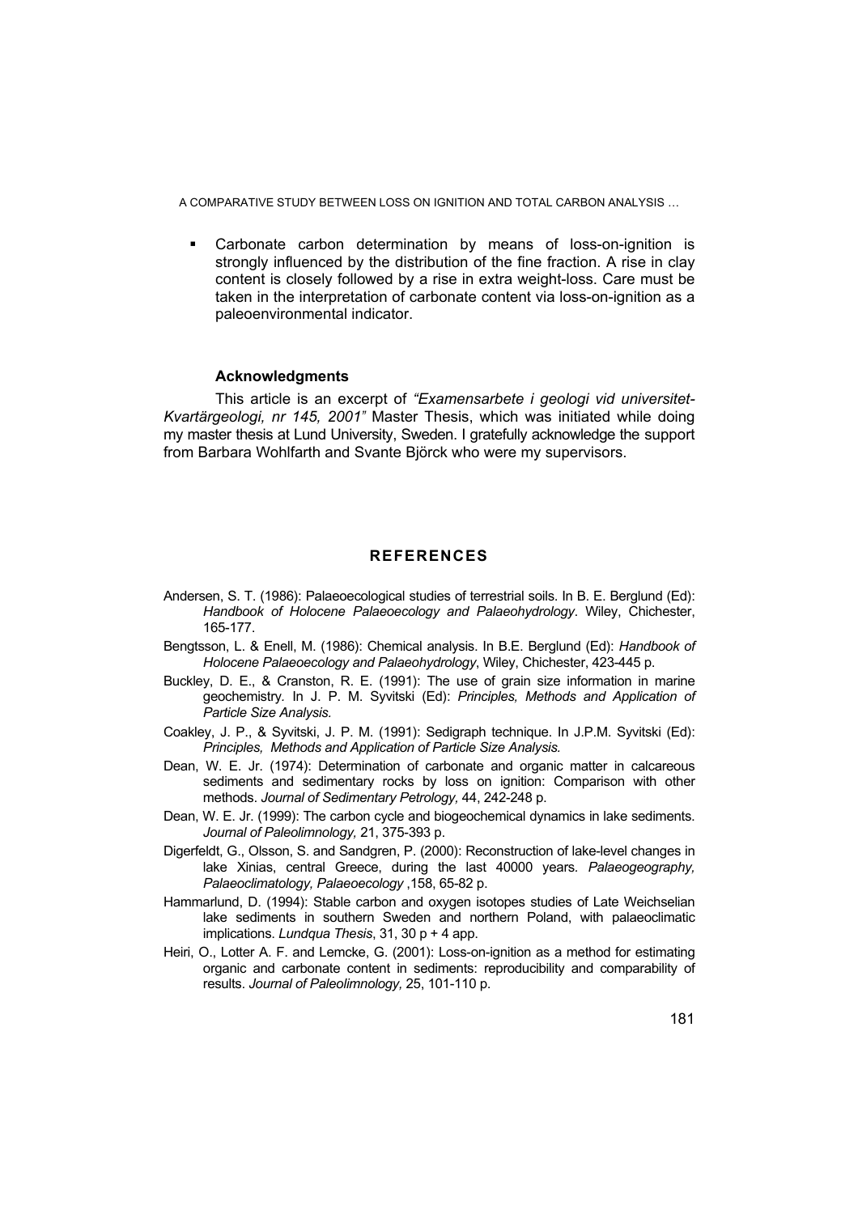- Carbonate carbon determination by means of loss-on-ignition is strongly influenced by the distribution of the fine fraction. A rise in clay content is closely followed by a rise in extra weight-loss. Care must be taken in the interpretation of carbonate content via loss-on-ignition as a paleoenvironmental indicator.

### Acknowledgments

This article is an excerpt of *"Examensarbete i geologi vid universitet-Kvartärgeologi, nr 145, 2001"* Master Thesis, which was initiated while doing my master thesis at Lund University, Sweden. I gratefully acknowledge the support from Barbara Wohlfarth and Svante Björck who were my supervisors.

## REFERENCES

Andersen, S. T. (1986): Palaeoecological studies of terrestrial soils. In B. E. Berglund (Ed): *Handbook of Holocene Palaeoecology and Palaeohydrology*. Wiley, Chichester, 165-177.

Bengtsson, L. & Enell, M. (1986): Chemical analysis. In B.E. Berglund (Ed): *Handbook of Holocene Palaeoecology and Palaeohydrology*, Wiley, Chichester, 423-445 p.

Buckley, D. E., & Cranston, R. E. (1991): The use of grain size information in marine geochemistry. In J. P. M. Syvitski (Ed): *Principles, Methods and Application of Particle Size Analysis.*

Coakley, J. P., & Syvitski, J. P. M. (1991): Sedigraph technique. In J.P.M. Syvitski (Ed): *Principles, Methods and Application of Particle Size Analysis.*

Dean, W. E. Jr. (1974): Determination of carbonate and organic matter in calcareous sediments and sedimentary rocks by loss on ignition: Comparison with other methods. *Journal of Sedimentary Petrology,* 44, 242-248 p.

Dean, W. E. Jr. (1999): The carbon cycle and biogeochemical dynamics in lake sediments. *Journal of Paleolimnology,* 21, 375-393 p.

Digerfeldt, G., Olsson, S. and Sandgren, P. (2000): Reconstruction of lake-level changes in lake Xinias, central Greece, during the last 40000 years. *Palaeogeography, Palaeoclimatology, Palaeoecology* ,158, 65-82 p.

Hammarlund, D. (1994): Stable carbon and oxygen isotopes studies of Late Weichselian lake sediments in southern Sweden and northern Poland, with palaeoclimatic implications. *Lundqua Thesis*, 31, 30 p + 4 app.

Heiri, O., Lotter A. F. and Lemcke, G. (2001): Loss-on-ignition as a method for estimating organic and carbonate content in sediments: reproducibility and comparability of results. *Journal of Paleolimnology,* 25, 101-110 p.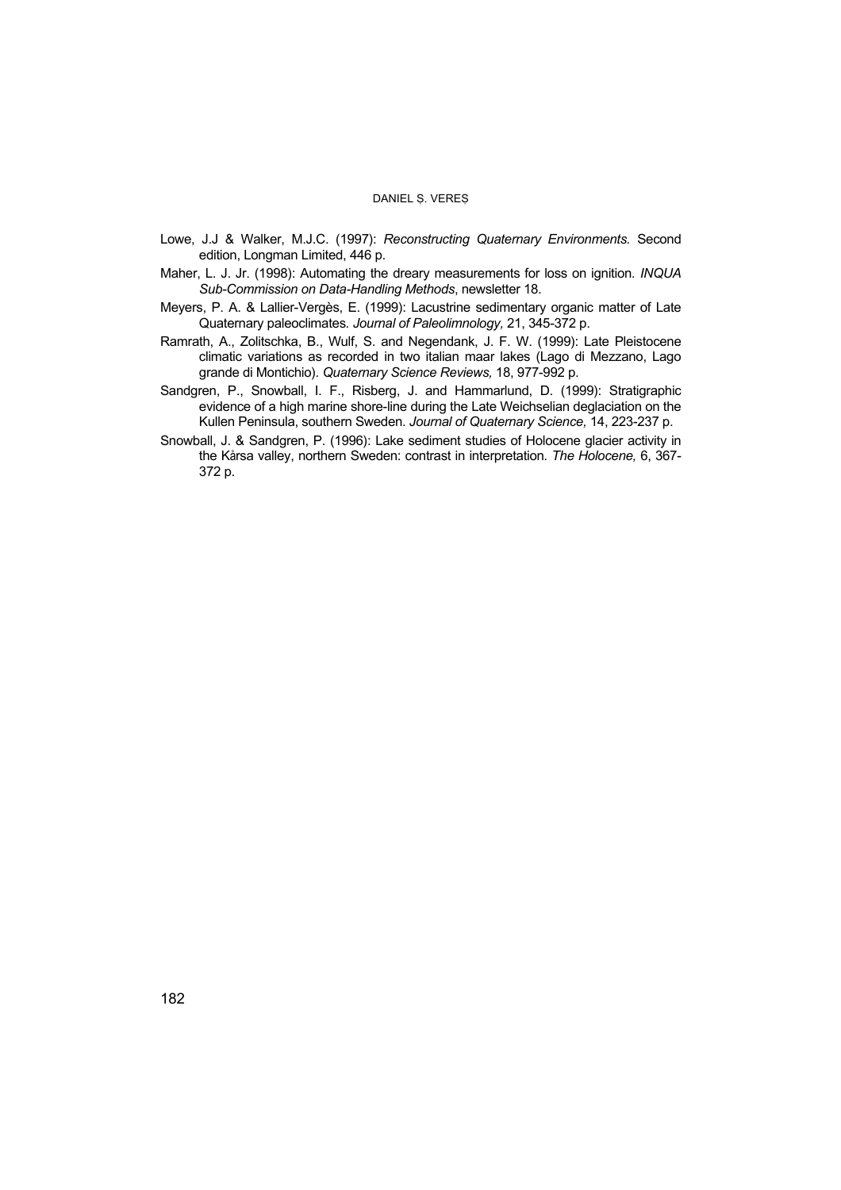Lowe, J.J & Walker, M.J.C. (1997): *Reconstructing Quaternary Environments.* Second edition, Longman Limited, 446 p.

Maher, L. J. Jr. (1998): Automating the dreary measurements for loss on ignition. *INQUA Sub-Commission on Data-Handling Methods*, newsletter 18.

Meyers, P. A. & Lallier-Vergès, E. (1999): Lacustrine sedimentary organic matter of Late Quaternary paleoclimates. *Journal of Paleolimnology,* 21, 345-372 p.

Ramrath, A., Zolitschka, B., Wulf, S. and Negendank, J. F. W. (1999): Late Pleistocene climatic variations as recorded in two italian maar lakes (Lago di Mezzano, Lago grande di Montichio). *Quaternary Science Reviews,* 18, 977-992 p.

Sandgren, P., Snowball, I. F., Risberg, J. and Hammarlund, D. (1999): Stratigraphic evidence of a high marine shore-line during the Late Weichselian deglaciation on the Kullen Peninsula, southern Sweden. *Journal of Quaternary Science,* 14, 223-237 p.

Snowball, J. & Sandgren, P. (1996): Lake sediment studies of Holocene glacier activity in the Kårsa valley, northern Sweden: contrast in interpretation. *The Holocene,* 6, 367-372 p.